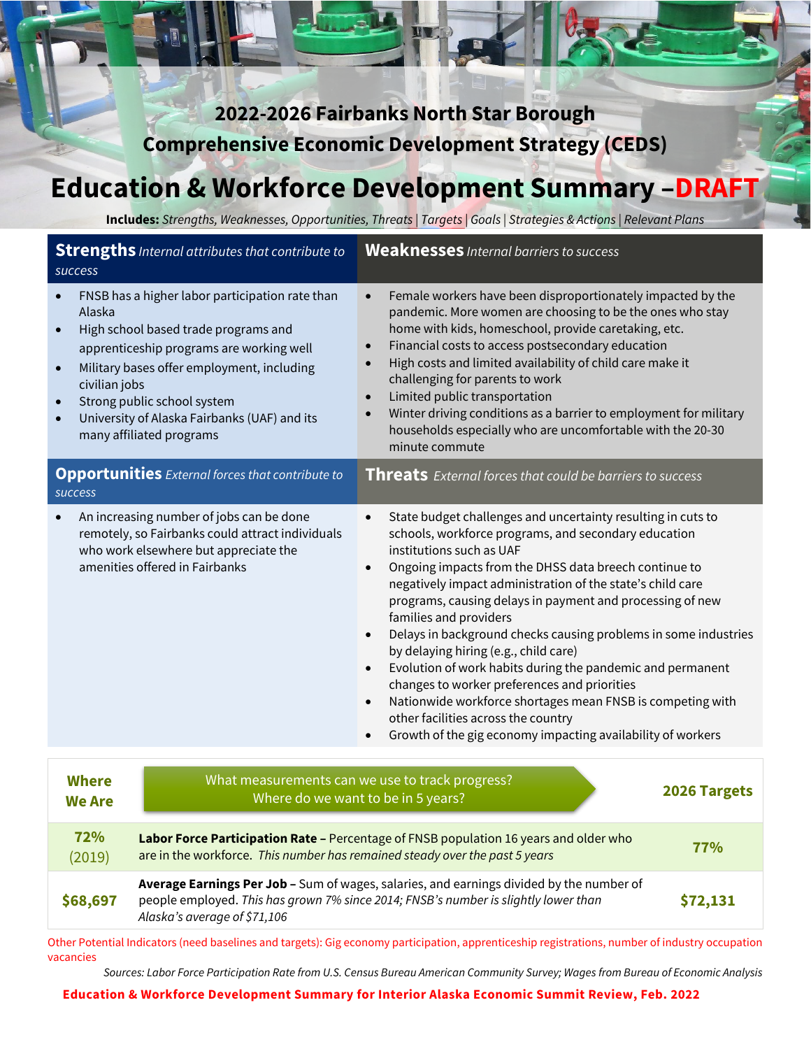# 2022-2026 Fairbanks North Star Borough
# Comprehensive Economic Development Strategy (CEDS)

# Education & Workforce Development Summary –DRAFT

**Includes:** *Strengths, Weaknesses, Opportunities, Threats* | *Targets* | *Goals* | *Strategies & Actions* | *Relevant Plans*

## Strengths *Internal attributes that contribute to success*

- FNSB has a higher labor participation rate than Alaska
- High school based trade programs and apprenticeship programs are working well
- Military bases offer employment, including civilian jobs
- Strong public school system
- University of Alaska Fairbanks (UAF) and its many affiliated programs

## Weaknesses *Internal barriers to success*

- Female workers have been disproportionately impacted by the pandemic. More women are choosing to be the ones who stay home with kids, homeschool, provide caretaking, etc.
- Financial costs to access postsecondary education
- High costs and limited availability of child care make it challenging for parents to work
- Limited public transportation
- Winter driving conditions as a barrier to employment for military households especially who are uncomfortable with the 20-30 minute commute

## Opportunities *External forces that contribute to success*

- An increasing number of jobs can be done remotely, so Fairbanks could attract individuals who work elsewhere but appreciate the amenities offered in Fairbanks

## Threats *External forces that could be barriers to success*

- State budget challenges and uncertainty resulting in cuts to schools, workforce programs, and secondary education institutions such as UAF
- Ongoing impacts from the DHSS data breech continue to negatively impact administration of the state's child care programs, causing delays in payment and processing of new families and providers
- Delays in background checks causing problems in some industries by delaying hiring (e.g., child care)
- Evolution of work habits during the pandemic and permanent changes to worker preferences and priorities
- Nationwide workforce shortages mean FNSB is competing with other facilities across the country
- Growth of the gig economy impacting availability of workers

| Where We Are | What measurements can we use to track progress? Where do we want to be in 5 years? | 2026 Targets |
|---|---|---|
| 72% (2019) | **Labor Force Participation Rate –** Percentage of FNSB population 16 years and older who are in the workforce. *This number has remained steady over the past 5 years* | 77% |
| $68,697 | **Average Earnings Per Job –** Sum of wages, salaries, and earnings divided by the number of people employed. *This has grown 7% since 2014; FNSB's number is slightly lower than Alaska's average of $71,106* | $72,131 |

Other Potential Indicators (need baselines and targets): Gig economy participation, apprenticeship registrations, number of industry occupation vacancies

*Sources: Labor Force Participation Rate from U.S. Census Bureau American Community Survey; Wages from Bureau of Economic Analysis*

**Education & Workforce Development Summary for Interior Alaska Economic Summit Review, Feb. 2022**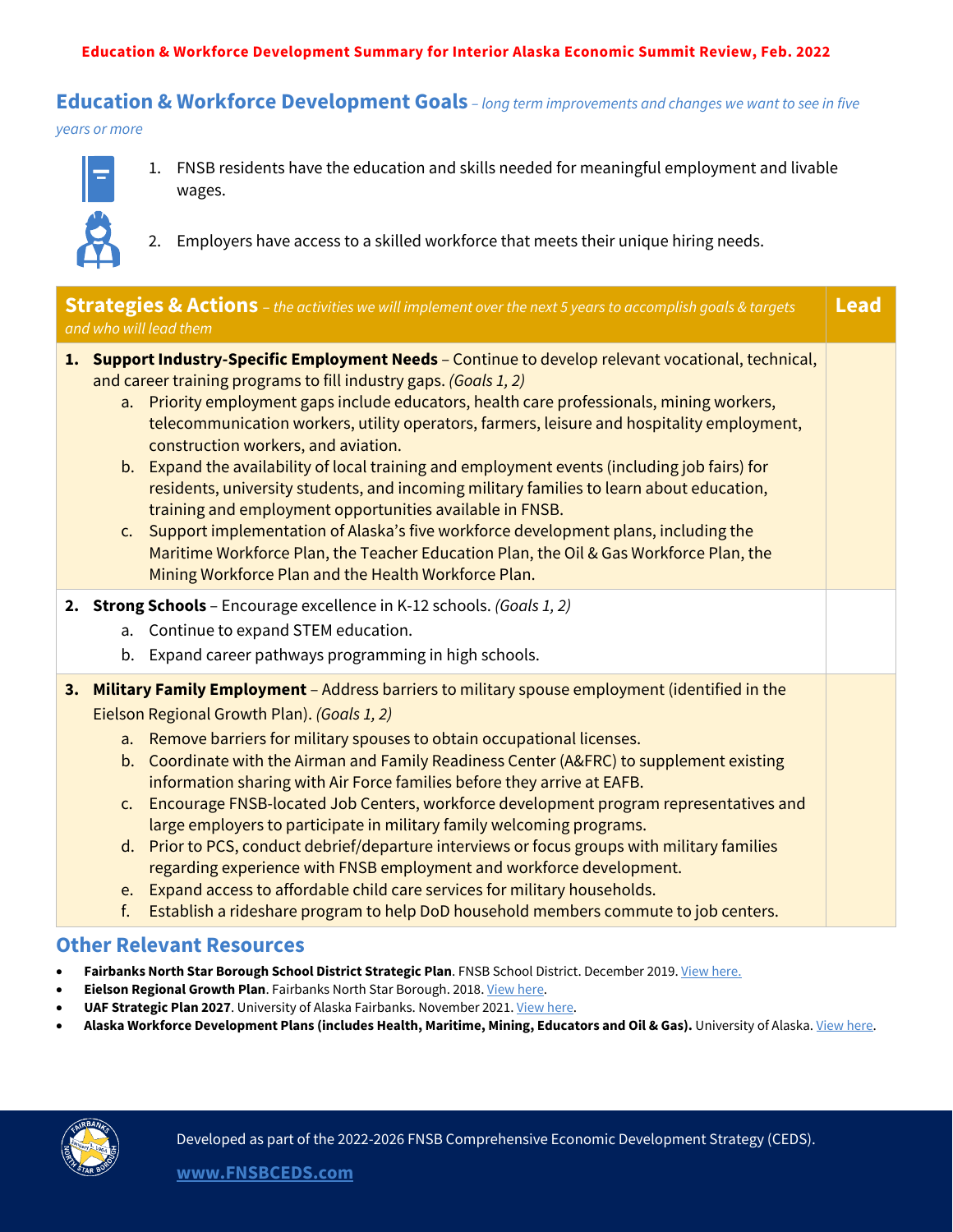**Education & Workforce Development Summary for Interior Alaska Economic Summit Review, Feb. 2022**

## Education & Workforce Development Goals – *long term improvements and changes we want to see in five years or more*

1. FNSB residents have the education and skills needed for meaningful employment and livable wages.
2. Employers have access to a skilled workforce that meets their unique hiring needs.

| **Strategies & Actions** – *the activities we will implement over the next 5 years to accomplish goals & targets and who will lead them* | **Lead** |
|---|---|
| **1. Support Industry-Specific Employment Needs** – Continue to develop relevant vocational, technical, and career training programs to fill industry gaps. *(Goals 1, 2)*<br>a. Priority employment gaps include educators, health care professionals, mining workers, telecommunication workers, utility operators, farmers, leisure and hospitality employment, construction workers, and aviation.<br>b. Expand the availability of local training and employment events (including job fairs) for residents, university students, and incoming military families to learn about education, training and employment opportunities available in FNSB.<br>c. Support implementation of Alaska's five workforce development plans, including the Maritime Workforce Plan, the Teacher Education Plan, the Oil & Gas Workforce Plan, the Mining Workforce Plan and the Health Workforce Plan. | |
| **2. Strong Schools** – Encourage excellence in K-12 schools. *(Goals 1, 2)*<br>a. Continue to expand STEM education.<br>b. Expand career pathways programming in high schools. | |
| **3. Military Family Employment** – Address barriers to military spouse employment (identified in the Eielson Regional Growth Plan). *(Goals 1, 2)*<br>a. Remove barriers for military spouses to obtain occupational licenses.<br>b. Coordinate with the Airman and Family Readiness Center (A&FRC) to supplement existing information sharing with Air Force families before they arrive at EAFB.<br>c. Encourage FNSB-located Job Centers, workforce development program representatives and large employers to participate in military family welcoming programs.<br>d. Prior to PCS, conduct debrief/departure interviews or focus groups with military families regarding experience with FNSB employment and workforce development.<br>e. Expand access to affordable child care services for military households.<br>f. Establish a rideshare program to help DoD household members commute to job centers. | |

## Other Relevant Resources

- **Fairbanks North Star Borough School District Strategic Plan**. FNSB School District. December 2019. View here.
- **Eielson Regional Growth Plan**. Fairbanks North Star Borough. 2018. View here.
- **UAF Strategic Plan 2027**. University of Alaska Fairbanks. November 2021. View here.
- **Alaska Workforce Development Plans (includes Health, Maritime, Mining, Educators and Oil & Gas).** University of Alaska. View here.

Developed as part of the 2022-2026 FNSB Comprehensive Economic Development Strategy (CEDS).

**www.FNSBCEDS.com**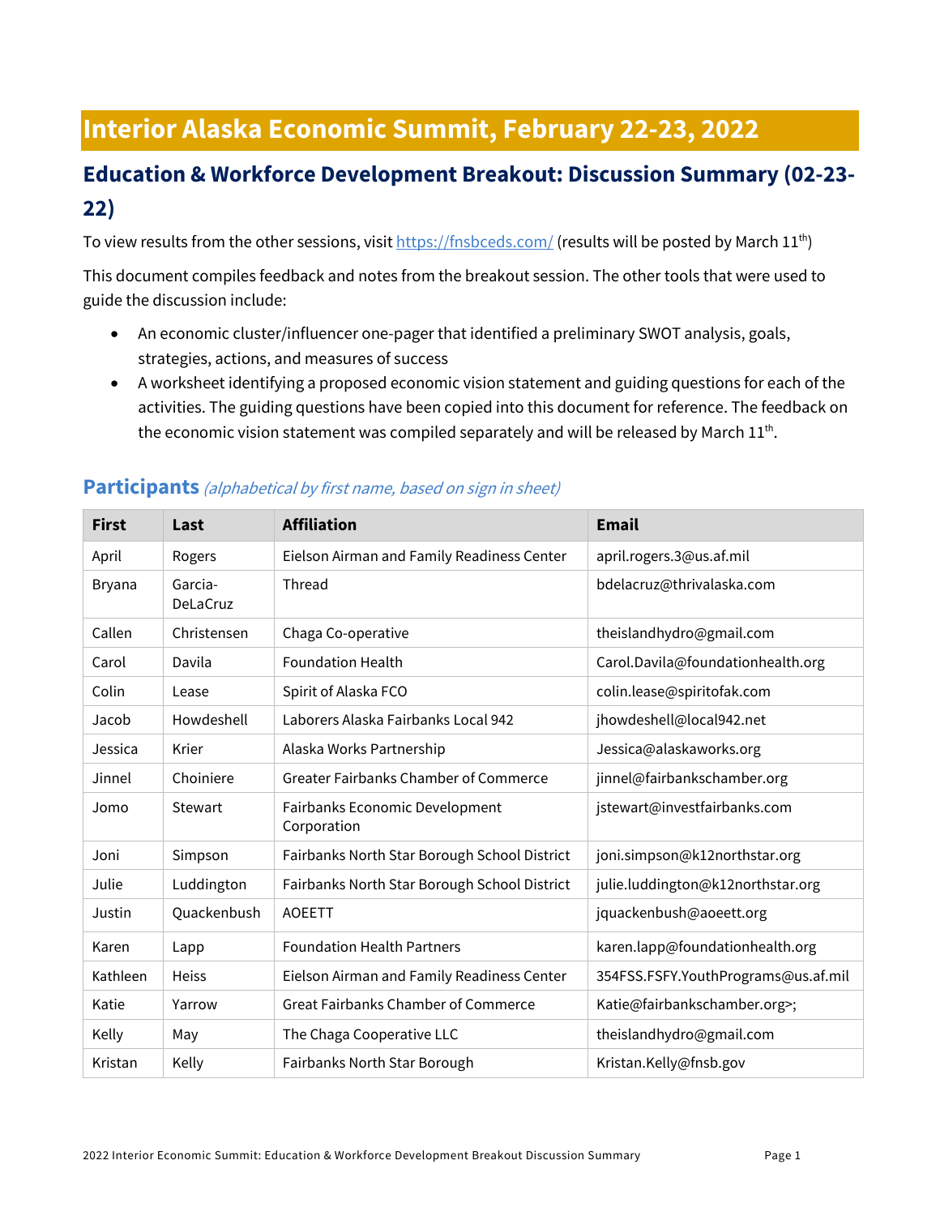# Interior Alaska Economic Summit, February 22-23, 2022

## Education & Workforce Development Breakout: Discussion Summary (02-23-22)

To view results from the other sessions, visit https://fnsbceds.com/ (results will be posted by March 11th)

This document compiles feedback and notes from the breakout session. The other tools that were used to guide the discussion include:

- An economic cluster/influencer one-pager that identified a preliminary SWOT analysis, goals, strategies, actions, and measures of success
- A worksheet identifying a proposed economic vision statement and guiding questions for each of the activities. The guiding questions have been copied into this document for reference. The feedback on the economic vision statement was compiled separately and will be released by March 11th.

### Participants *(alphabetical by first name, based on sign in sheet)*

| First | Last | Affiliation | Email |
|---|---|---|---|
| April | Rogers | Eielson Airman and Family Readiness Center | april.rogers.3@us.af.mil |
| Bryana | Garcia-DeLaCruz | Thread | bdelacruz@thrivalaska.com |
| Callen | Christensen | Chaga Co-operative | theislandhydro@gmail.com |
| Carol | Davila | Foundation Health | Carol.Davila@foundationhealth.org |
| Colin | Lease | Spirit of Alaska FCO | colin.lease@spiritofak.com |
| Jacob | Howdeshell | Laborers Alaska Fairbanks Local 942 | jhowdeshell@local942.net |
| Jessica | Krier | Alaska Works Partnership | Jessica@alaskaworks.org |
| Jinnel | Choiniere | Greater Fairbanks Chamber of Commerce | jinnel@fairbankschamber.org |
| Jomo | Stewart | Fairbanks Economic Development Corporation | jstewart@investfairbanks.com |
| Joni | Simpson | Fairbanks North Star Borough School District | joni.simpson@k12northstar.org |
| Julie | Luddington | Fairbanks North Star Borough School District | julie.luddington@k12northstar.org |
| Justin | Quackenbush | AOEETT | jquackenbush@aoeett.org |
| Karen | Lapp | Foundation Health Partners | karen.lapp@foundationhealth.org |
| Kathleen | Heiss | Eielson Airman and Family Readiness Center | 354FSS.FSFY.YouthPrograms@us.af.mil |
| Katie | Yarrow | Great Fairbanks Chamber of Commerce | Katie@fairbankschamber.org>; |
| Kelly | May | The Chaga Cooperative LLC | theislandhydro@gmail.com |
| Kristan | Kelly | Fairbanks North Star Borough | Kristan.Kelly@fnsb.gov |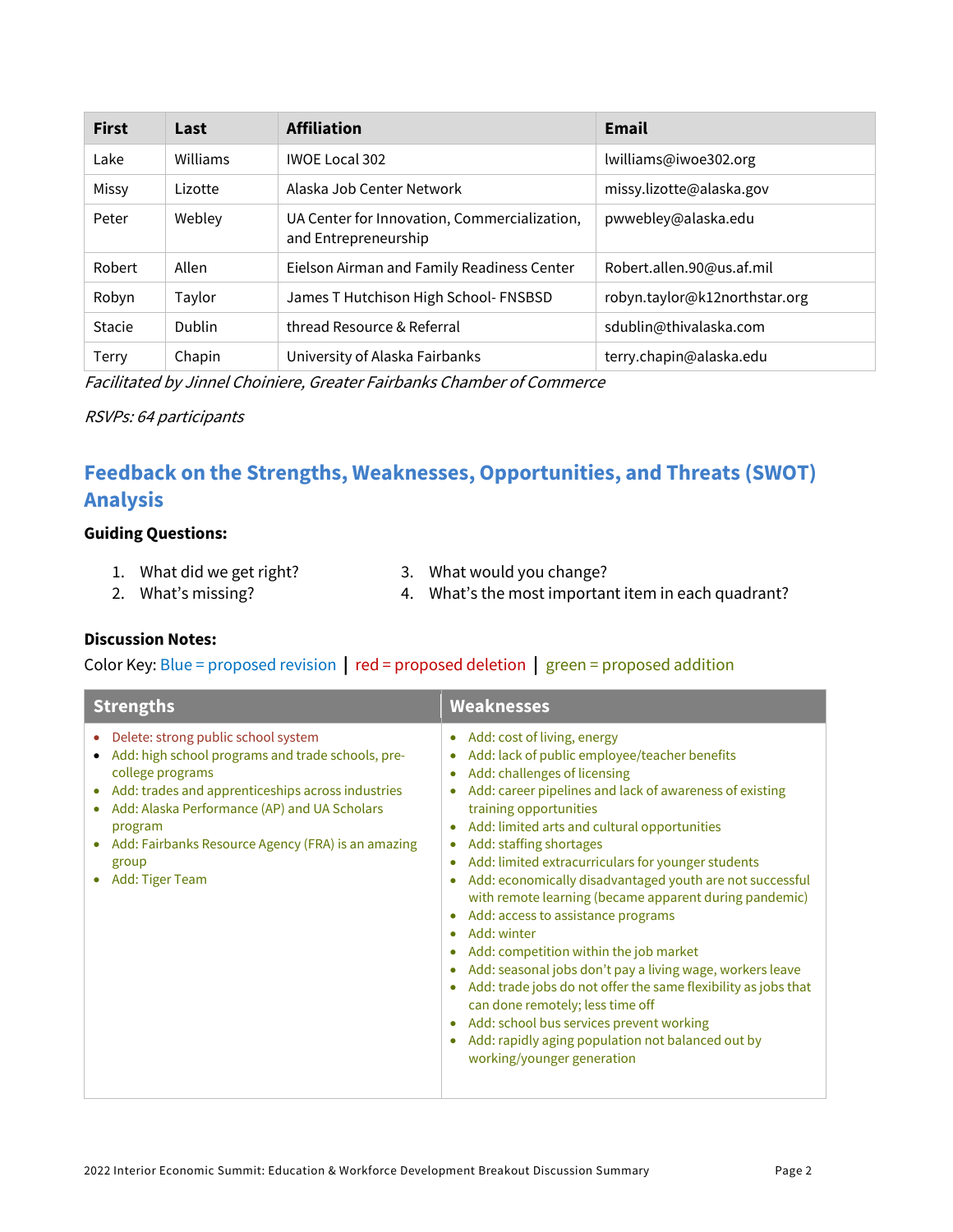| First | Last | Affiliation | Email |
|---|---|---|---|
| Lake | Williams | IWOE Local 302 | lwilliams@iwoe302.org |
| Missy | Lizotte | Alaska Job Center Network | missy.lizotte@alaska.gov |
| Peter | Webley | UA Center for Innovation, Commercialization, and Entrepreneurship | pwwebley@alaska.edu |
| Robert | Allen | Eielson Airman and Family Readiness Center | Robert.allen.90@us.af.mil |
| Robyn | Taylor | James T Hutchison High School- FNSBSD | robyn.taylor@k12northstar.org |
| Stacie | Dublin | thread Resource & Referral | sdublin@thivalaska.com |
| Terry | Chapin | University of Alaska Fairbanks | terry.chapin@alaska.edu |

*Facilitated by Jinnel Choiniere, Greater Fairbanks Chamber of Commerce*

*RSVPs: 64 participants*

## Feedback on the Strengths, Weaknesses, Opportunities, and Threats (SWOT) Analysis

**Guiding Questions:**

1. What did we get right?
2. What's missing?
3. What would you change?
4. What's the most important item in each quadrant?

**Discussion Notes:**

Color Key: Blue = proposed revision | red = proposed deletion | green = proposed addition

| Strengths | Weaknesses |
|---|---|
| • Delete: strong public school system<br>• Add: high school programs and trade schools, pre-college programs<br>• Add: trades and apprenticeships across industries<br>• Add: Alaska Performance (AP) and UA Scholars program<br>• Add: Fairbanks Resource Agency (FRA) is an amazing group<br>• Add: Tiger Team | • Add: cost of living, energy<br>• Add: lack of public employee/teacher benefits<br>• Add: challenges of licensing<br>• Add: career pipelines and lack of awareness of existing training opportunities<br>• Add: limited arts and cultural opportunities<br>• Add: staffing shortages<br>• Add: limited extracurriculars for younger students<br>• Add: economically disadvantaged youth are not successful with remote learning (became apparent during pandemic)<br>• Add: access to assistance programs<br>• Add: winter<br>• Add: competition within the job market<br>• Add: seasonal jobs don't pay a living wage, workers leave<br>• Add: trade jobs do not offer the same flexibility as jobs that can done remotely; less time off<br>• Add: school bus services prevent working<br>• Add: rapidly aging population not balanced out by working/younger generation |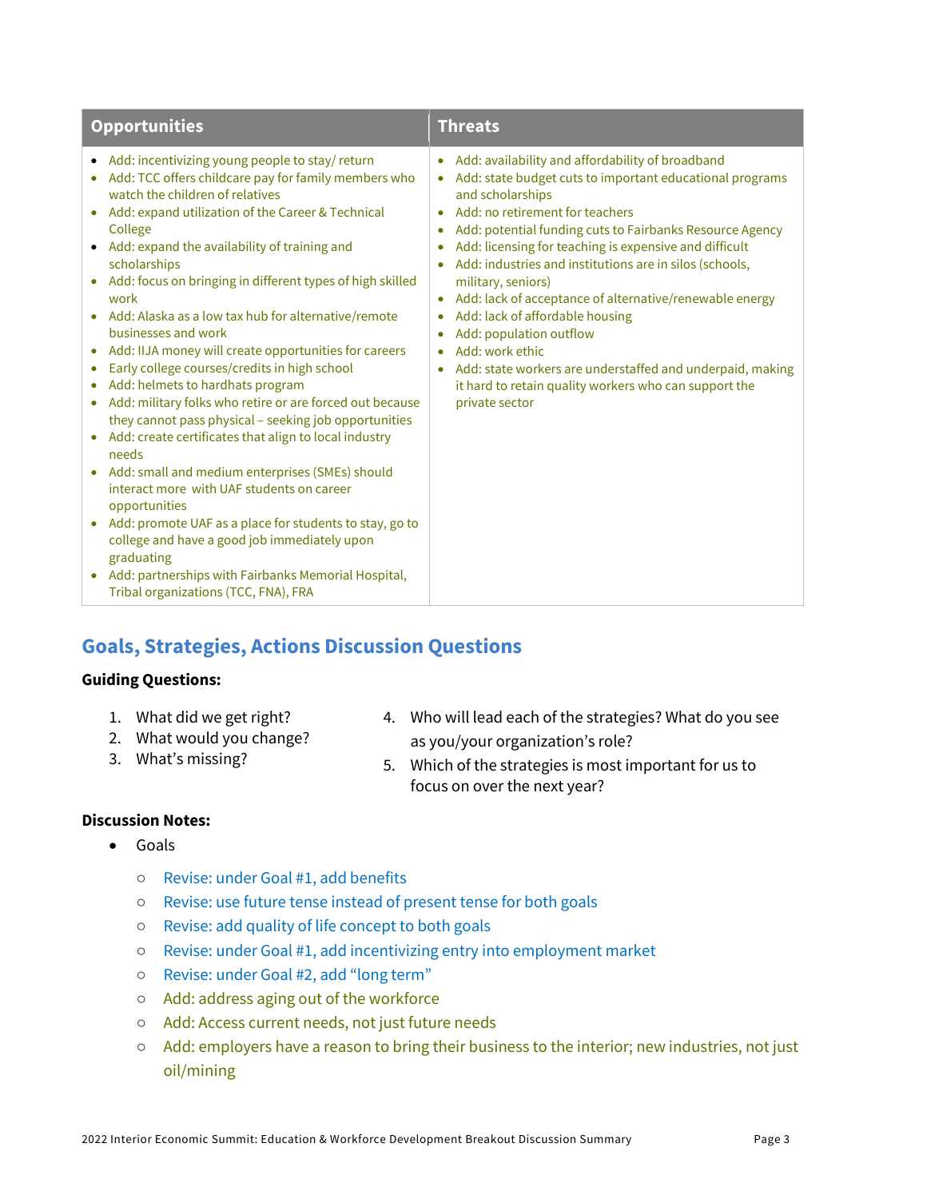| Opportunities | Threats |
| --- | --- |
| • Add: incentivizing young people to stay/ return<br>• Add: TCC offers childcare pay for family members who watch the children of relatives<br>• Add: expand utilization of the Career & Technical College<br>• Add: expand the availability of training and scholarships<br>• Add: focus on bringing in different types of high skilled work<br>• Add: Alaska as a low tax hub for alternative/remote businesses and work<br>• Add: IIJA money will create opportunities for careers<br>• Early college courses/credits in high school<br>• Add: helmets to hardhats program<br>• Add: military folks who retire or are forced out because they cannot pass physical – seeking job opportunities<br>• Add: create certificates that align to local industry needs<br>• Add: small and medium enterprises (SMEs) should interact more with UAF students on career opportunities<br>• Add: promote UAF as a place for students to stay, go to college and have a good job immediately upon graduating<br>• Add: partnerships with Fairbanks Memorial Hospital, Tribal organizations (TCC, FNA), FRA | • Add: availability and affordability of broadband<br>• Add: state budget cuts to important educational programs and scholarships<br>• Add: no retirement for teachers<br>• Add: potential funding cuts to Fairbanks Resource Agency<br>• Add: licensing for teaching is expensive and difficult<br>• Add: industries and institutions are in silos (schools, military, seniors)<br>• Add: lack of acceptance of alternative/renewable energy<br>• Add: lack of affordable housing<br>• Add: population outflow<br>• Add: work ethic<br>• Add: state workers are understaffed and underpaid, making it hard to retain quality workers who can support the private sector |

## Goals, Strategies, Actions Discussion Questions

**Guiding Questions:**

1. What did we get right?
2. What would you change?
3. What's missing?
4. Who will lead each of the strategies? What do you see as you/your organization's role?
5. Which of the strategies is most important for us to focus on over the next year?

**Discussion Notes:**

- Goals
  - Revise: under Goal #1, add benefits
  - Revise: use future tense instead of present tense for both goals
  - Revise: add quality of life concept to both goals
  - Revise: under Goal #1, add incentivizing entry into employment market
  - Revise: under Goal #2, add "long term"
  - Add: address aging out of the workforce
  - Add: Access current needs, not just future needs
  - Add: employers have a reason to bring their business to the interior; new industries, not just oil/mining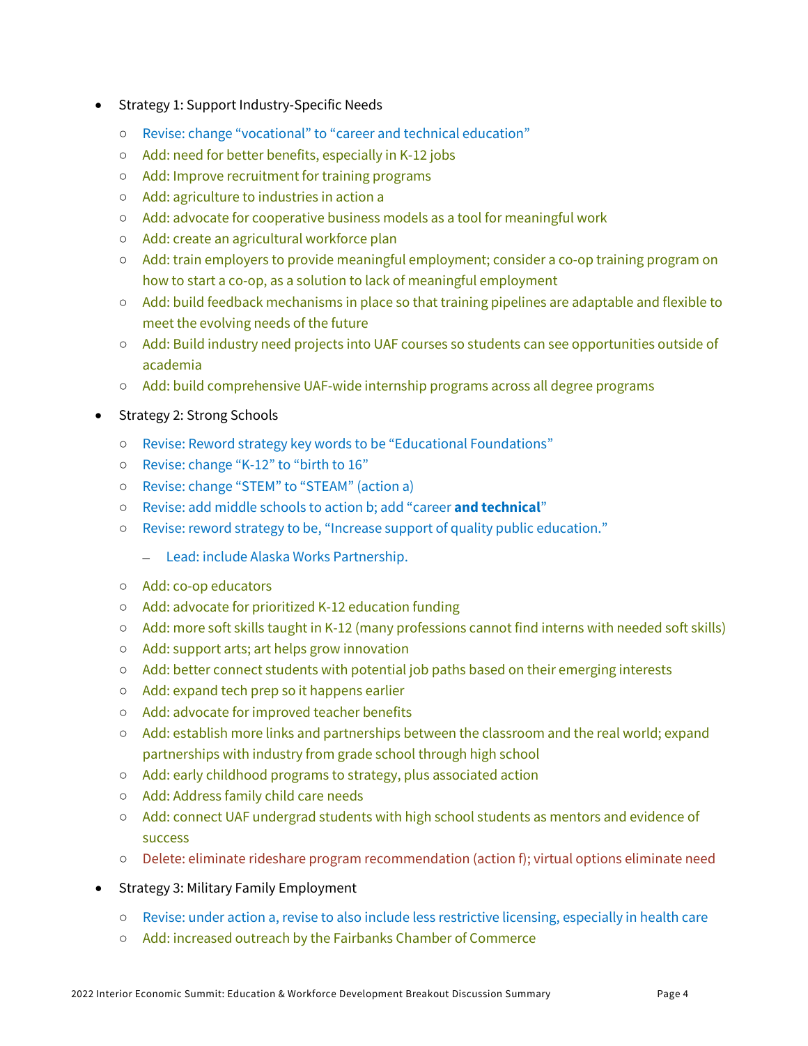- Strategy 1: Support Industry-Specific Needs
  - Revise: change “vocational” to “career and technical education”
  - Add: need for better benefits, especially in K-12 jobs
  - Add: Improve recruitment for training programs
  - Add: agriculture to industries in action a
  - Add: advocate for cooperative business models as a tool for meaningful work
  - Add: create an agricultural workforce plan
  - Add: train employers to provide meaningful employment; consider a co-op training program on how to start a co-op, as a solution to lack of meaningful employment
  - Add: build feedback mechanisms in place so that training pipelines are adaptable and flexible to meet the evolving needs of the future
  - Add: Build industry need projects into UAF courses so students can see opportunities outside of academia
  - Add: build comprehensive UAF-wide internship programs across all degree programs
- Strategy 2: Strong Schools
  - Revise: Reword strategy key words to be “Educational Foundations”
  - Revise: change “K-12” to “birth to 16”
  - Revise: change “STEM” to “STEAM” (action a)
  - Revise: add middle schools to action b; add “career **and technical**”
  - Revise: reword strategy to be, “Increase support of quality public education.”
    - Lead: include Alaska Works Partnership.
  - Add: co-op educators
  - Add: advocate for prioritized K-12 education funding
  - Add: more soft skills taught in K-12 (many professions cannot find interns with needed soft skills)
  - Add: support arts; art helps grow innovation
  - Add: better connect students with potential job paths based on their emerging interests
  - Add: expand tech prep so it happens earlier
  - Add: advocate for improved teacher benefits
  - Add: establish more links and partnerships between the classroom and the real world; expand partnerships with industry from grade school through high school
  - Add: early childhood programs to strategy, plus associated action
  - Add: Address family child care needs
  - Add: connect UAF undergrad students with high school students as mentors and evidence of success
  - Delete: eliminate rideshare program recommendation (action f); virtual options eliminate need
- Strategy 3: Military Family Employment
  - Revise: under action a, revise to also include less restrictive licensing, especially in health care
  - Add: increased outreach by the Fairbanks Chamber of Commerce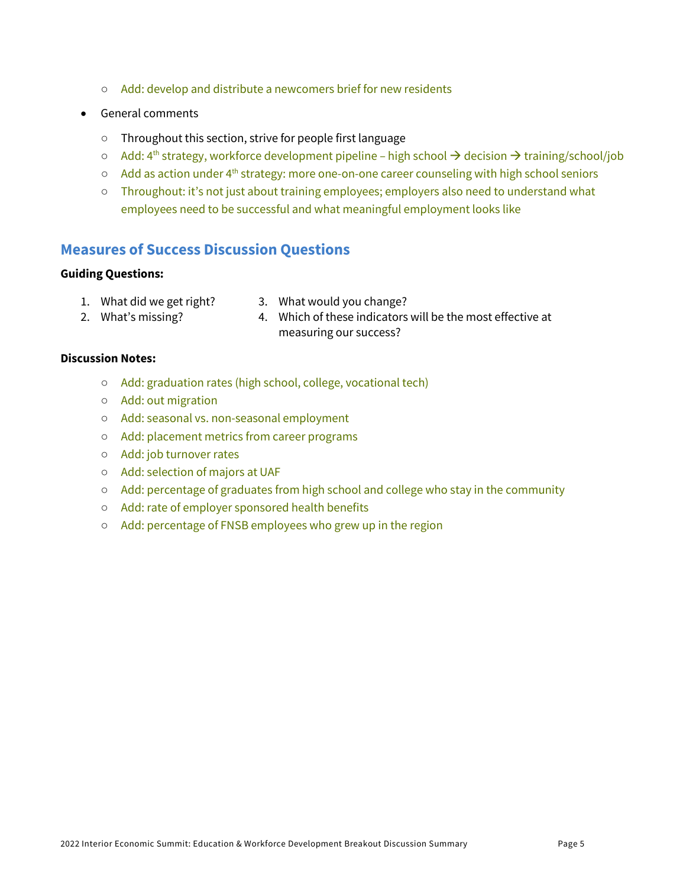- Add: develop and distribute a newcomers brief for new residents
- General comments
  - Throughout this section, strive for people first language
  - Add: 4th strategy, workforce development pipeline – high school → decision → training/school/job
  - Add as action under 4th strategy: more one-on-one career counseling with high school seniors
  - Throughout: it's not just about training employees; employers also need to understand what employees need to be successful and what meaningful employment looks like

## Measures of Success Discussion Questions

**Guiding Questions:**

1. What did we get right?
2. What's missing?
3. What would you change?
4. Which of these indicators will be the most effective at measuring our success?

**Discussion Notes:**

- Add: graduation rates (high school, college, vocational tech)
- Add: out migration
- Add: seasonal vs. non-seasonal employment
- Add: placement metrics from career programs
- Add: job turnover rates
- Add: selection of majors at UAF
- Add: percentage of graduates from high school and college who stay in the community
- Add: rate of employer sponsored health benefits
- Add: percentage of FNSB employees who grew up in the region